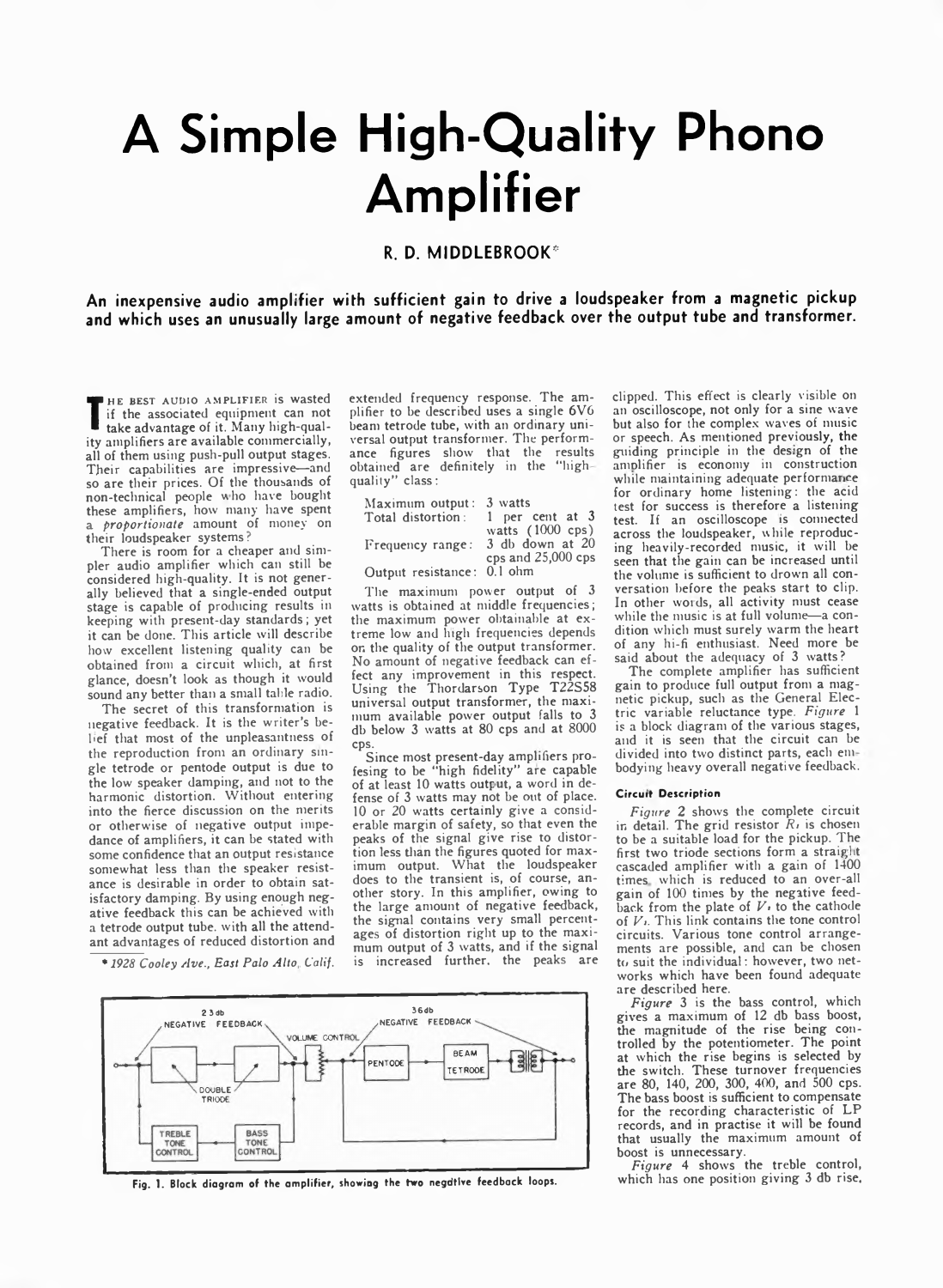# A Simple High-Quality Phono Amplifier

**R. D. MIDDLEBROOK***

**An inexpensive audio amplifier with sufficient gain to drive a loudspeaker from a magnetic pickup and which uses an unusually large amount of negative feedback over the output tube and transformer.**

THE BEST AUDIO AMPLIFIER is wasted if the associated equipment can not take advantage of it. Many high-quality amplifiers are available commercially, all of them using push-pull output stages. Their capabilities are impressive—and so are their prices. Of the thousands of non-technical people who have bought these amplifiers, how many have spent a *proportionate* amount of money on their loudspeaker systems?

There is room for a cheaper and simpler audio amplifier which can still be considered high-quality. It is not generally believed that a single-ended output stage is capable of producing results in keeping with present-day standards; yet it can be done. This article will describe how excellent listening quality can be obtained from a circuit which, at first glance, doesn't look as though it would sound any better than a small table radio.

The secret of this transformation is negative feedback. It is the writer's belief that most of the unpleasantness of the reproduction from an ordinary single tetrode or pentode output is due to the low speaker damping, and not to the harmonic distortion. Without entering into the fierce discussion on the merits or otherwise of negative output impedance of amplifiers, it can be stated with some confidence that an output resistance somewhat less than the speaker resistance is desirable in order to obtain satisfactory damping. By using enough negative feedback this can be achieved with a tetrode output tube, with all the attendant advantages of reduced distortion and extended frequency response. The amplifier to be described uses a single 6V6 beam tetrode tube, with an ordinary universal output transformer. The performance figures show that the results obtained are definitely in the "high-quality" class:

| | |
|---|---|
| Maximum output: | 3 watts |
| Total distortion: | 1 per cent at 3 watts (1000 cps) |
| Frequency range: | 3 db down at 20 cps and 25,000 cps |
| Output resistance: | 0.1 ohm |

The maximum power output of 3 watts is obtained at middle frequencies; the maximum power obtainable at extreme low and high frequencies depends on the quality of the output transformer. No amount of negative feedback can effect any improvement in this respect. Using the Thordarson Type T22S58 universal output transformer, the maximum available power output falls to 3 db below 3 watts at 80 cps and at 8000 cps.

Since most present-day amplifiers professing to be "high fidelity" are capable of at least 10 watts output, a word in defense of 3 watts may not be out of place. 10 or 20 watts certainly give a considerable margin of safety, so that even the peaks of the signal give rise to distortion less than the figures quoted for maximum output. What the loudspeaker does to the transient is, of course, another story. In this amplifier, owing to the large amount of negative feedback, the signal contains very small percentages of distortion right up to the maximum output of 3 watts, and if the signal is increased further, the peaks are clipped. This effect is clearly visible on an oscilloscope, not only for a sine wave but also for the complex waves of music or speech. As mentioned previously, the guiding principle in the design of the amplifier is economy in construction while maintaining adequate performance for ordinary home listening: the acid test for success is therefore a listening test. If an oscilloscope is connected across the loudspeaker, while reproducing heavily-recorded music, it will be seen that the gain can be increased until the volume is sufficient to drown all conversation before the peaks start to clip. In other words, all activity must cease while the music is at full volume—a condition which must surely warm the heart of any hi-fi enthusiast. Need more be said about the adequacy of 3 watts?

The complete amplifier has sufficient gain to produce full output from a magnetic pickup, such as the General Electric variable reluctance type. *Figure* 1 is a block diagram of the various stages, and it is seen that the circuit can be divided into two distinct parts, each embodying heavy overall negative feedback.

#### Circuit Description

*Figure* 2 shows the complete circuit in detail. The grid resistor $R_1$ is chosen to be a suitable load for the pickup. The first two triode sections form a straight cascaded amplifier with a gain of 1400 times, which is reduced to an over-all gain of 100 times by the negative feedback from the plate of $V_2$ to the cathode of $V_1$. This link contains the tone control circuits. Various tone control arrangements are possible, and can be chosen to suit the individual: however, two networks which have been found adequate are described here.

*Figure* 3 is the bass control, which gives a maximum of 12 db bass boost, the magnitude of the rise being controlled by the potentiometer. The point at which the rise begins is selected by the switch. These turnover frequencies are 80, 140, 200, 300, 400, and 500 cps. The bass boost is sufficient to compensate for the recording characteristic of LP records, and in practise it will be found that usually the maximum amount of boost is unnecessary.

*Figure* 4 shows the treble control, which has one position giving 3 db rise,

\* *1928 Cooley Ave., East Palo Alto, Calif.*

Fig. 1. Block diagram of the amplifier, showing the two negative feedback loops.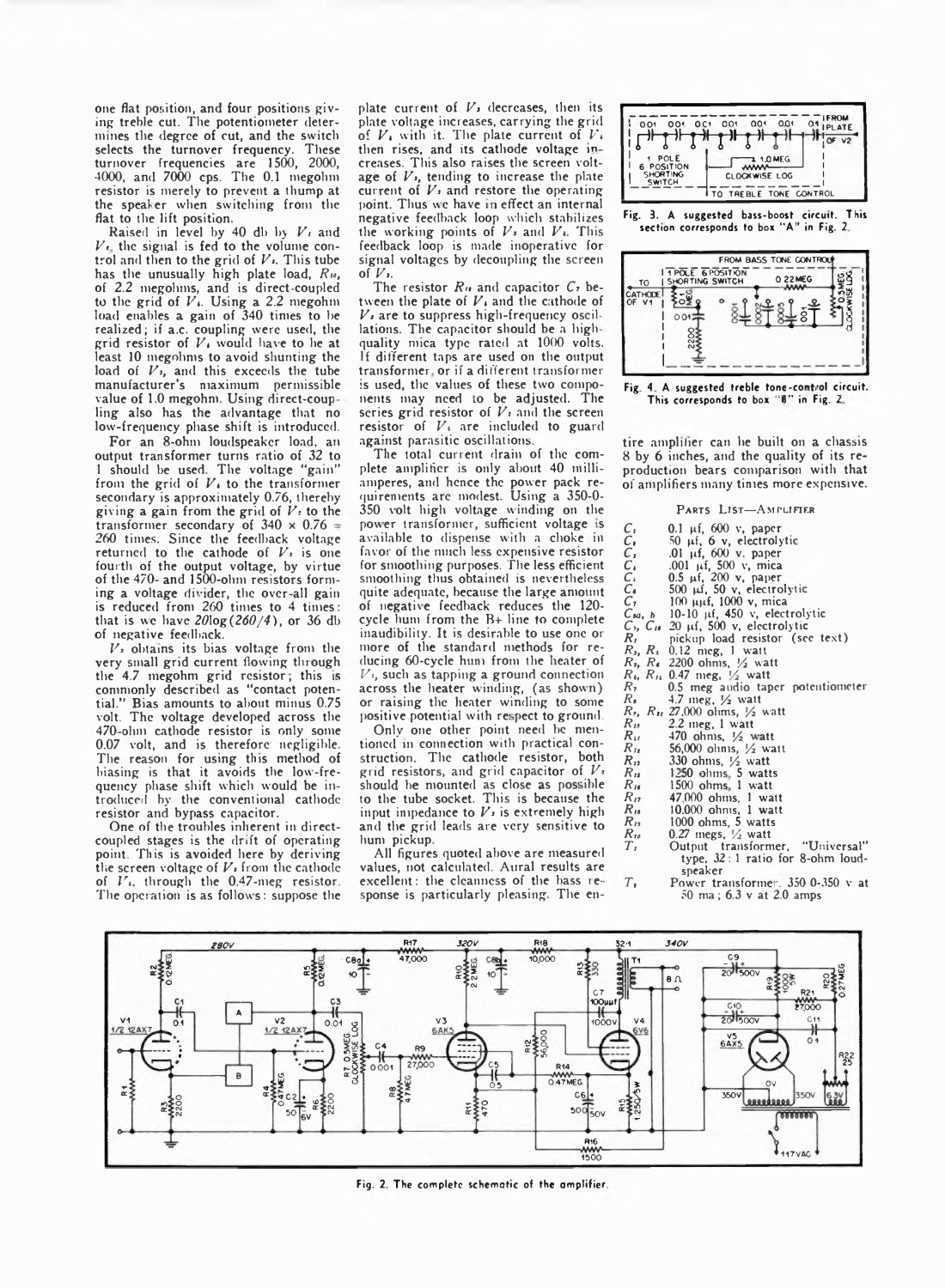one flat position, and four positions giving treble cut. The potentiometer determines the degree of cut, and the switch selects the turnover frequency. These turnover frequencies are 1500, 2000, 4000, and 7000 cps. The 0.1 megohm resistor is merely to prevent a thump at the speaker when switching from the flat to the lift position.

Raised in level by 40 db by $V_1$ and $V_2$, the signal is fed to the volume control and then to the grid of $V_3$. This tube has the unusually high plate load, $R_{10}$, of 2.2 megohms, and is direct-coupled to the grid of $V_4$. Using a 2.2 megohm load enables a gain of 340 times to be realized; if a.c. coupling were used, the grid resistor of $V_4$ would have to be at least 10 megohms to avoid shunting the load of $V_3$, and this exceeds the tube manufacturer's maximum permissible value of 1.0 megohm. Using direct-coupling also has the advantage that no low-frequency phase shift is introduced.

For an 8-ohm loudspeaker load, an output transformer turns ratio of 32 to 1 should be used. The voltage "gain" from the grid of $V_4$ to the transformer secondary is approximately 0.76, thereby giving a gain from the grid of $V_3$ to the transformer secondary of $340 \times 0.76 = 260$ times. Since the feedback voltage returned to the cathode of $V_3$ is one fourth of the output voltage, by virtue of the 470- and 1500-ohm resistors forming a voltage divider, the over-all gain is reduced from 260 times to 4 times: that is we have $20 \log (260/4)$, or 36 db of negative feedback.

$V_3$ obtains its bias voltage from the very small grid current flowing through the 4.7 megohm grid resistor; this is commonly described as "contact potential." Bias amounts to about minus 0.75 volt. The voltage developed across the 470-ohm cathode resistor is only some 0.07 volt, and is therefore negligible. The reason for using this method of biasing is that it avoids the low-frequency phase shift which would be introduced by the conventional cathode resistor and bypass capacitor.

One of the troubles inherent in direct-coupled stages is the drift of operating point. This is avoided here by deriving the screen voltage of $V_3$ from the cathode of $V_4$ through the 0.47-meg resistor. The operation is as follows: suppose the plate current of $V_3$ decreases, then its plate voltage increases, carrying the grid of $V_4$ with it. The plate current of $V_4$ then rises, and its cathode voltage increases. This also raises the screen voltage of $V_3$, tending to increase the plate current of $V_3$ and restore the operating point. Thus we have in effect an internal negative feedback loop which stabilizes the working points of $V_3$ and $V_4$. This feedback loop is made inoperative for signal voltages by decoupling the screen of $V_3$.

The resistor $R_{13}$ and capacitor $C_7$ between the plate of $V_4$ and the cathode of $V_3$ are to suppress high-frequency oscillations. The capacitor should be a high-quality mica type rated at 1000 volts. If different taps are used on the output transformer, or if a different transformer is used, the values of these two components may need to be adjusted. The series grid resistor of $V_3$ and the screen resistor of $V_4$ are included to guard against parasitic oscillations.

The total current drain of the complete amplifier is only about 40 milliamperes, and hence the power pack requirements are modest. Using a 350-0-350 volt high voltage winding on the power transformer, sufficient voltage is available to dispense with a choke in favor of the much less expensive resistor for smoothing purposes. The less efficient smoothing thus obtained is nevertheless quite adequate, because the large amount of negative feedback reduces the 120-cycle hum from the B+ line to complete inaudibility. It is desirable to use one or more of the standard methods for reducing 60-cycle hum from the heater of $V_1$, such as tapping a ground connection across the heater winding, (as shown) or raising the heater winding to some positive potential with respect to ground.

Only one other point need be mentioned in connection with practical construction. The cathode resistor, both grid resistors, and grid capacitor of $V_3$ should be mounted as close as possible to the tube socket. This is because the input impedance to $V_3$ is extremely high and the grid leads are very sensitive to hum pickup.

All figures quoted above are measured values, not calculated. Aural results are excellent: the cleanness of the bass response is particularly pleasing. The entire amplifier can be built on a chassis 8 by 6 inches, and the quality of its reproduction bears comparison with that of amplifiers many times more expensive.

.001 .001 .001 .001 .001 .001 .01
FROM PLATE OF V2
1 POLE 6 POSITION SHORTING SWITCH
1.0 MEG. CLOCKWISE LOG
TO TREBLE TONE CONTROL

Fig. 3. A suggested bass-boost circuit. This section corresponds to box "A" in Fig. 2.

FROM BASS TONE CONTROL
TO CATHODE OF V1
1 POLE 6 POSITION SHORTING SWITCH
0.22 MEG
0.5 MEG CLOCKWISE LOG
0.1 MEG
0.01
2200
.0005 .002 .001 .005 .01

Fig. 4. A suggested treble tone-control circuit. This corresponds to box "B" in Fig. 2.

PARTS LIST—AMPLIFIER

| | |
|---|---|
| $C_1$ | 0.1 μf, 600 v, paper |
| $C_2$ | 50 μf, 6 v, electrolytic |
| $C_3$ | .01 μf, 600 v, paper |
| $C_4$ | .001 μf, 500 v, mica |
| $C_5$ | 0.5 μf, 200 v, paper |
| $C_6$ | 500 μf, 50 v, electrolytic |
| $C_7$ | 100 μμf, 1000 v, mica |
| $C_{8a, b}$ | 10-10 μf, 450 v, electrolytic |
| $C_9$, $C_{10}$ | 20 μf, 500 v, electrolytic |
| $R_1$ | pickup load resistor (see text) |
| $R_2$, $R_5$ | 0.12 meg, 1 watt |
| $R_3$, $R_6$ | 2200 ohms, ½ watt |
| $R_4$, $R_{14}$ | 0.47 meg, ½ watt |
| $R_7$ | 0.5 meg audio taper potentiometer |
| $R_8$ | 4.7 meg, ½ watt |
| $R_9$, $R_{21}$ | 27,000 ohms, ½ watt |
| $R_{10}$ | 2.2 meg, 1 watt |
| $R_{11}$ | 470 ohms, ½ watt |
| $R_{12}$ | 56,000 ohms, ½ watt |
| $R_{13}$ | 330 ohms, ½ watt |
| $R_{15}$ | 1250 ohms, 5 watts |
| $R_{16}$ | 1500 ohms, 1 watt |
| $R_{17}$ | 47,000 ohms, 1 watt |
| $R_{18}$ | 10,000 ohms, 1 watt |
| $R_{19}$ | 1000 ohms, 5 watts |
| $R_{20}$ | 0.27 megs, ½ watt |
| $T_1$ | Output transformer, "Universal" type, 32 : 1 ratio for 8-ohm loudspeaker |
| $T_2$ | Power transformer, 350-0-350 v at 50 ma; 6.3 v at 2.0 amps |

280V 320V 340V
R2 0.12MEG
R5 0.12MEG
C8a 10
C8b 10
R17 47,000
R18 10,000
R10 2.2MEG
R13 330
32:1 T1 8Ω
C7 100μμf 1000V
C1 0.1
C3 0.01
A
B
V1 1/2 12AX7
V2 1/2 12AX7
R7 0.5MEG CLOCKWISE LOG
C4 0.001
R9 27,000
V3 6AK5
R12 56,000
V4 6V6
C5 0.5
R14 0.47MEG
R1
R3 2200
R4 0.47MEG
C2 50 6V
R6 2200
R8 4.7MEG
R11 470
C6 500 50V
R15 1.250 5W
R16 1500
C9 20 500V
R19 1000 5W
R20 0.27MEG
R21 27000
C10 20 500V
C11 0.1
V5 6AX5
R22 25
0V 350V 350V 6.3V
117VAC

Fig. 2. The complete schematic of the amplifier.